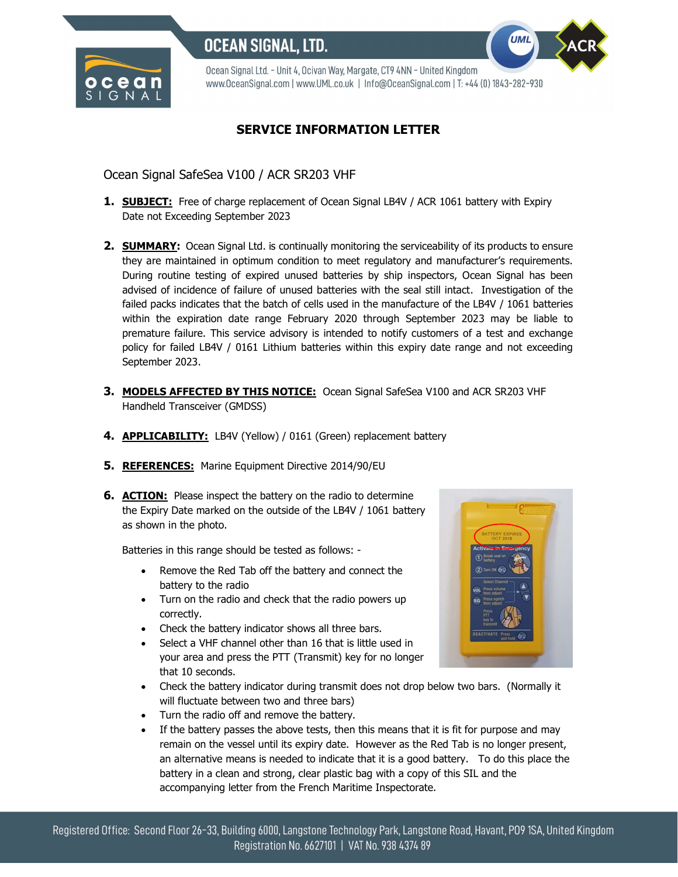# OCEAN SIGNAL, LTD.

Ocean Signal Ltd. - Unit 4, Ocivan Way, Margate, CT9 4NN - United Kingdom
www.OceanSignal.com | www.UML.co.uk | Info@OceanSignal.com | T: +44 (0) 1843-282-930

## SERVICE INFORMATION LETTER

Ocean Signal SafeSea V100 / ACR SR203 VHF

1. **SUBJECT:** Free of charge replacement of Ocean Signal LB4V / ACR 1061 battery with Expiry Date not Exceeding September 2023

2. **SUMMARY:** Ocean Signal Ltd. is continually monitoring the serviceability of its products to ensure they are maintained in optimum condition to meet regulatory and manufacturer's requirements. During routine testing of expired unused batteries by ship inspectors, Ocean Signal has been advised of incidence of failure of unused batteries with the seal still intact. Investigation of the failed packs indicates that the batch of cells used in the manufacture of the LB4V / 1061 batteries within the expiration date range February 2020 through September 2023 may be liable to premature failure. This service advisory is intended to notify customers of a test and exchange policy for failed LB4V / 0161 Lithium batteries within this expiry date range and not exceeding September 2023.

3. **MODELS AFFECTED BY THIS NOTICE:** Ocean Signal SafeSea V100 and ACR SR203 VHF Handheld Transceiver (GMDSS)

4. **APPLICABILITY:** LB4V (Yellow) / 0161 (Green) replacement battery

5. **REFERENCES:** Marine Equipment Directive 2014/90/EU

6. **ACTION:** Please inspect the battery on the radio to determine the Expiry Date marked on the outside of the LB4V / 1061 battery as shown in the photo.

   Batteries in this range should be tested as follows: -

   - Remove the Red Tab off the battery and connect the battery to the radio
   - Turn on the radio and check that the radio powers up correctly.
   - Check the battery indicator shows all three bars.
   - Select a VHF channel other than 16 that is little used in your area and press the PTT (Transmit) key for no longer that 10 seconds.
   - Check the battery indicator during transmit does not drop below two bars. (Normally it will fluctuate between two and three bars)
   - Turn the radio off and remove the battery.
   - If the battery passes the above tests, then this means that it is fit for purpose and may remain on the vessel until its expiry date. However as the Red Tab is no longer present, an alternative means is needed to indicate that it is a good battery. To do this place the battery in a clean and strong, clear plastic bag with a copy of this SIL and the accompanying letter from the French Maritime Inspectorate.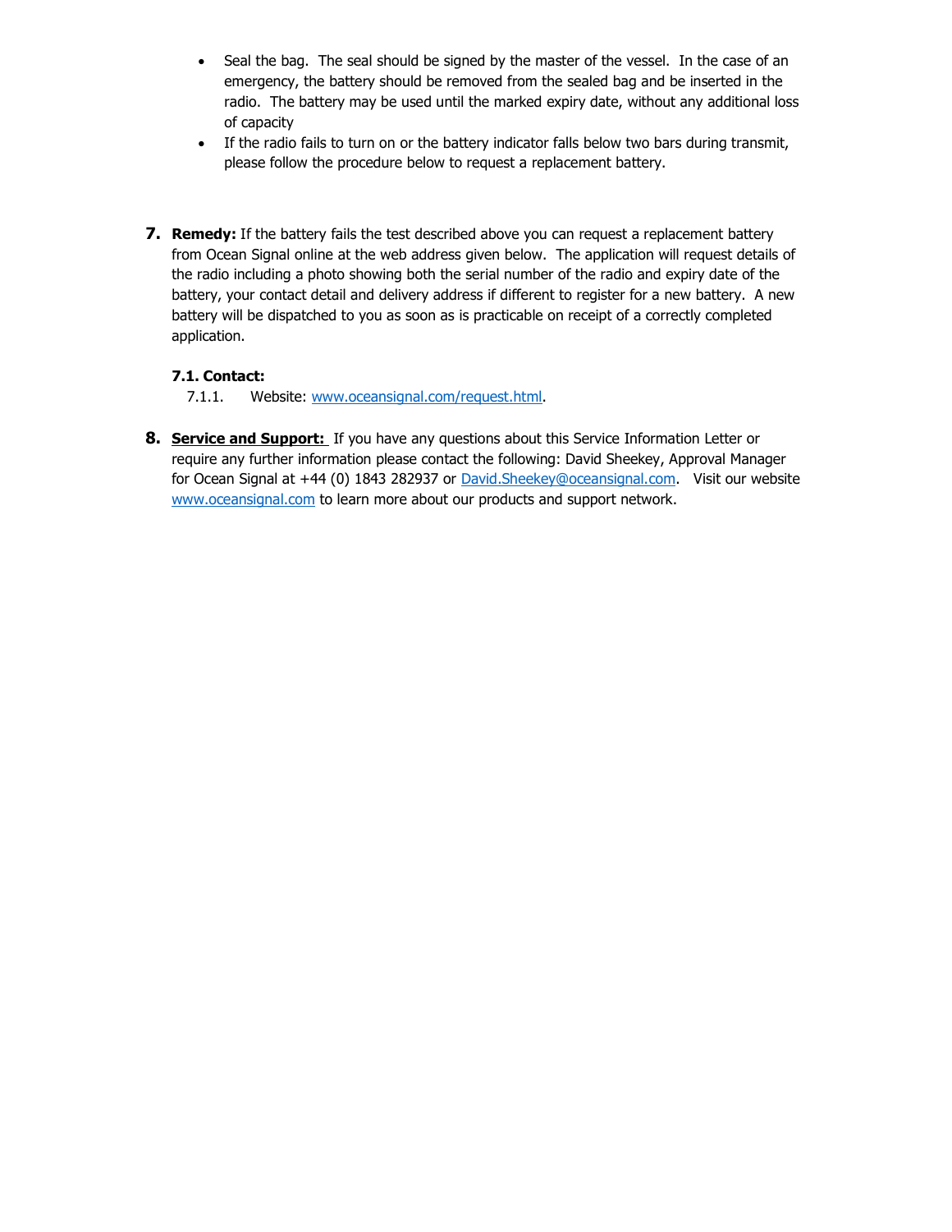- Seal the bag. The seal should be signed by the master of the vessel. In the case of an emergency, the battery should be removed from the sealed bag and be inserted in the radio. The battery may be used until the marked expiry date, without any additional loss of capacity
- If the radio fails to turn on or the battery indicator falls below two bars during transmit, please follow the procedure below to request a replacement battery.

**7. Remedy:** If the battery fails the test described above you can request a replacement battery from Ocean Signal online at the web address given below. The application will request details of the radio including a photo showing both the serial number of the radio and expiry date of the battery, your contact detail and delivery address if different to register for a new battery. A new battery will be dispatched to you as soon as is practicable on receipt of a correctly completed application.

**7.1. Contact:**

7.1.1. Website: www.oceansignal.com/request.html.

**8. Service and Support:** If you have any questions about this Service Information Letter or require any further information please contact the following: David Sheekey, Approval Manager for Ocean Signal at +44 (0) 1843 282937 or David.Sheekey@oceansignal.com. Visit our website www.oceansignal.com to learn more about our products and support network.